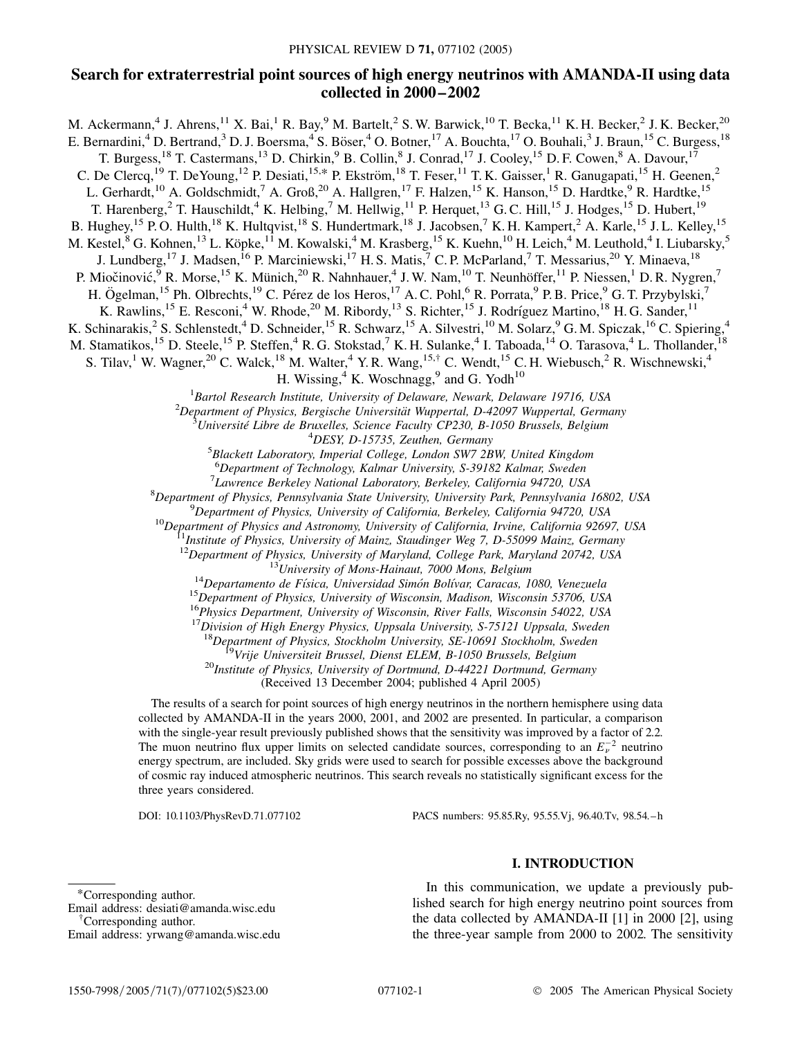# Search for extraterrestrial point sources of high energy neutrinos with AMANDA-II using data collected in 2000–2002

M. Ackermann,[4] J. Ahrens,[11] X. Bai,[1] R. Bay,[9] M. Bartelt,[2] S. W. Barwick,[10] T. Becka,[11] K. H. Becker,[2] J. K. Becker,[20] E. Bernardini,[4] D. Bertrand,[3] D. J. Boersma,[4] S. Böser,[4] O. Botner,[17] A. Bouchta,[17] O. Bouhali,[3] J. Braun,[15] C. Burgess,[18] T. Burgess,[18] T. Castermans,[13] D. Chirkin,[9] B. Collin,[8] J. Conrad,[17] J. Cooley,[15] D. F. Cowen,[8] A. Davour,[17] C. De Clercq,[19] T. DeYoung,[12] P. Desiati,[15,*] P. Ekström,[18] T. Feser,[11] T. K. Gaisser,[1] R. Ganugapati,[15] H. Geenen,[2] L. Gerhardt,[10] A. Goldschmidt,[7] A. Groß,[20] A. Hallgren,[17] F. Halzen,[15] K. Hanson,[15] D. Hardtke,[9] R. Hardtke,[15] T. Harenberg,[2] T. Hauschildt,[4] K. Helbing,[7] M. Hellwig,[11] P. Herquet,[13] G. C. Hill,[15] J. Hodges,[15] D. Hubert,[19] B. Hughey,[15] P. O. Hulth,[18] K. Hultqvist,[18] S. Hundertmark,[18] J. Jacobsen,[7] K. H. Kampert,[2] A. Karle,[15] J. L. Kelley,[15] M. Kestel,[8] G. Kohnen,[13] L. Köpke,[11] M. Kowalski,[4] M. Krasberg,[15] K. Kuehn,[10] H. Leich,[4] M. Leuthold,[4] I. Liubarsky,[5] J. Lundberg,[17] J. Madsen,[16] P. Marciniewski,[17] H. S. Matis,[7] C. P. McParland,[7] T. Messarius,[20] Y. Minaeva,[18] P. Miočinović,[9] R. Morse,[15] K. Münich,[20] R. Nahnhauer,[4] J. W. Nam,[10] T. Neunhöffer,[11] P. Niessen,[1] D. R. Nygren,[7] H. Ögelman,[15] Ph. Olbrechts,[19] C. Pérez de los Heros,[17] A. C. Pohl,[6] R. Porrata,[9] P. B. Price,[9] G. T. Przybylski,[7] K. Rawlins,[15] E. Resconi,[4] W. Rhode,[20] M. Ribordy,[13] S. Richter,[15] J. Rodríguez Martino,[18] H. G. Sander,[11] K. Schinarakis,[2] S. Schlenstedt,[4] D. Schneider,[15] R. Schwarz,[15] A. Silvestri,[10] M. Solarz,[9] G. M. Spiczak,[16] C. Spiering,[4] M. Stamatikos,[15] D. Steele,[15] P. Steffen,[4] R. G. Stokstad,[7] K. H. Sulanke,[4] I. Taboada,[14] O. Tarasova,[4] L. Thollander,[18] S. Tilav,[1] W. Wagner,[20] C. Walck,[18] M. Walter,[4] Y. R. Wang,[15,†] C. Wendt,[15] C. H. Wiebusch,[2] R. Wischnewski,[4] H. Wissing,[4] K. Woschnagg,[9] and G. Yodh[10]

[1] *Bartol Research Institute, University of Delaware, Newark, Delaware 19716, USA*
[2] *Department of Physics, Bergische Universität Wuppertal, D-42097 Wuppertal, Germany*
[3] *Université Libre de Bruxelles, Science Faculty CP230, B-1050 Brussels, Belgium*
[4] *DESY, D-15735, Zeuthen, Germany*
[5] *Blackett Laboratory, Imperial College, London SW7 2BW, United Kingdom*
[6] *Department of Technology, Kalmar University, S-39182 Kalmar, Sweden*
[7] *Lawrence Berkeley National Laboratory, Berkeley, California 94720, USA*
[8] *Department of Physics, Pennsylvania State University, University Park, Pennsylvania 16802, USA*
[9] *Department of Physics, University of California, Berkeley, California 94720, USA*
[10] *Department of Physics and Astronomy, University of California, Irvine, California 92697, USA*
[11] *Institute of Physics, University of Mainz, Staudinger Weg 7, D-55099 Mainz, Germany*
[12] *Department of Physics, University of Maryland, College Park, Maryland 20742, USA*
[13] *University of Mons-Hainaut, 7000 Mons, Belgium*
[14] *Departamento de Física, Universidad Simón Bolívar, Caracas, 1080, Venezuela*
[15] *Department of Physics, University of Wisconsin, Madison, Wisconsin 53706, USA*
[16] *Physics Department, University of Wisconsin, River Falls, Wisconsin 54022, USA*
[17] *Division of High Energy Physics, Uppsala University, S-75121 Uppsala, Sweden*
[18] *Department of Physics, Stockholm University, SE-10691 Stockholm, Sweden*
[19] *Vrije Universiteit Brussel, Dienst ELEM, B-1050 Brussels, Belgium*
[20] *Institute of Physics, University of Dortmund, D-44221 Dortmund, Germany*

(Received 13 December 2004; published 4 April 2005)

The results of a search for point sources of high energy neutrinos in the northern hemisphere using data collected by AMANDA-II in the years 2000, 2001, and 2002 are presented. In particular, a comparison with the single-year result previously published shows that the sensitivity was improved by a factor of 2.2. The muon neutrino flux upper limits on selected candidate sources, corresponding to an $E_\nu^{-2}$ neutrino energy spectrum, are included. Sky grids were used to search for possible excesses above the background of cosmic ray induced atmospheric neutrinos. This search reveals no statistically significant excess for the three years considered.

DOI: 10.1103/PhysRevD.71.077102 PACS numbers: 95.85.Ry, 95.55.Vj, 96.40.Tv, 98.54.–h

## I. INTRODUCTION

In this communication, we update a previously published search for high energy neutrino point sources from the data collected by AMANDA-II [1] in 2000 [2], using the three-year sample from 2000 to 2002. The sensitivity

*Corresponding author.
Email address: desiati@amanda.wisc.edu

†Corresponding author.
Email address: yrwang@amanda.wisc.edu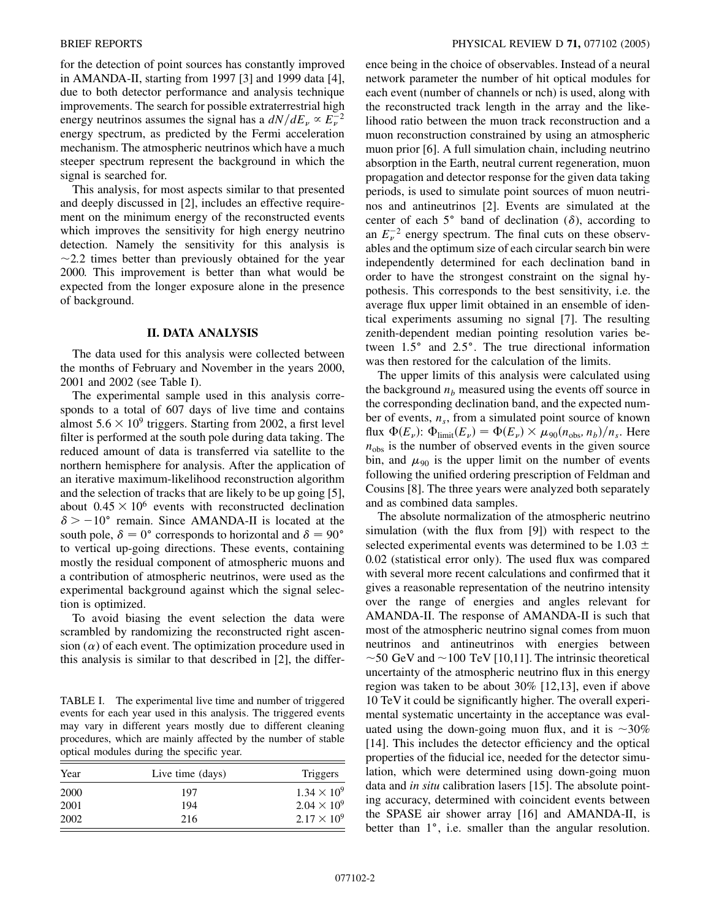for the detection of point sources has constantly improved in AMANDA-II, starting from 1997 [3] and 1999 data [4], due to both detector performance and analysis technique improvements. The search for possible extraterrestrial high energy neutrinos assumes the signal has a $dN/dE_\nu \propto E_\nu^{-2}$ energy spectrum, as predicted by the Fermi acceleration mechanism. The atmospheric neutrinos which have a much steeper spectrum represent the background in which the signal is searched for.

This analysis, for most aspects similar to that presented and deeply discussed in [2], includes an effective requirement on the minimum energy of the reconstructed events which improves the sensitivity for high energy neutrino detection. Namely the sensitivity for this analysis is $\sim$2.2 times better than previously obtained for the year 2000. This improvement is better than what would be expected from the longer exposure alone in the presence of background.

## II. DATA ANALYSIS

The data used for this analysis were collected between the months of February and November in the years 2000, 2001 and 2002 (see Table I).

The experimental sample used in this analysis corresponds to a total of 607 days of live time and contains almost $5.6 \times 10^9$ triggers. Starting from 2002, a first level filter is performed at the south pole during data taking. The reduced amount of data is transferred via satellite to the northern hemisphere for analysis. After the application of an iterative maximum-likelihood reconstruction algorithm and the selection of tracks that are likely to be up going [5], about $0.45 \times 10^6$ events with reconstructed declination $\delta > -10°$ remain. Since AMANDA-II is located at the south pole, $\delta = 0°$ corresponds to horizontal and $\delta = 90°$ to vertical up-going directions. These events, containing mostly the residual component of atmospheric muons and a contribution of atmospheric neutrinos, were used as the experimental background against which the signal selection is optimized.

To avoid biasing the event selection the data were scrambled by randomizing the reconstructed right ascension ($\alpha$) of each event. The optimization procedure used in this analysis is similar to that described in [2], the difference being in the choice of observables. Instead of a neural network parameter the number of hit optical modules for each event (number of channels or nch) is used, along with the reconstructed track length in the array and the likelihood ratio between the muon track reconstruction and a muon reconstruction constrained by using an atmospheric muon prior [6]. A full simulation chain, including neutrino absorption in the Earth, neutral current regeneration, muon propagation and detector response for the given data taking periods, is used to simulate point sources of muon neutrinos and antineutrinos [2]. Events are simulated at the center of each 5° band of declination ($\delta$), according to an $E_\nu^{-2}$ energy spectrum. The final cuts on these observables and the optimum size of each circular search bin were independently determined for each declination band in order to have the strongest constraint on the signal hypothesis. This corresponds to the best sensitivity, i.e. the average flux upper limit obtained in an ensemble of identical experiments assuming no signal [7]. The resulting zenith-dependent median pointing resolution varies between 1.5° and 2.5°. The true directional information was then restored for the calculation of the limits.

TABLE I. The experimental live time and number of triggered events for each year used in this analysis. The triggered events may vary in different years mostly due to different cleaning procedures, which are mainly affected by the number of stable optical modules during the specific year.

| Year | Live time (days) | Triggers |
|---|---|---|
| 2000 | 197 | $1.34 \times 10^9$ |
| 2001 | 194 | $2.04 \times 10^9$ |
| 2002 | 216 | $2.17 \times 10^9$ |

The upper limits of this analysis were calculated using the background $n_b$ measured using the events off source in the corresponding declination band, and the expected number of events, $n_s$, from a simulated point source of known flux $\Phi(E_\nu)$: $\Phi_{\text{limit}}(E_\nu) = \Phi(E_\nu) \times \mu_{90}(n_{\text{obs}}, n_b)/n_s$. Here $n_{\text{obs}}$ is the number of observed events in the given source bin, and $\mu_{90}$ is the upper limit on the number of events following the unified ordering prescription of Feldman and Cousins [8]. The three years were analyzed both separately and as combined data samples.

The absolute normalization of the atmospheric neutrino simulation (with the flux from [9]) with respect to the selected experimental events was determined to be $1.03 \pm 0.02$ (statistical error only). The used flux was compared with several more recent calculations and confirmed that it gives a reasonable representation of the neutrino intensity over the range of energies and angles relevant for AMANDA-II. The response of AMANDA-II is such that most of the atmospheric neutrino signal comes from muon neutrinos and antineutrinos with energies between $\sim$50 GeV and $\sim$100 TeV [10,11]. The intrinsic theoretical uncertainty of the atmospheric neutrino flux in this energy region was taken to be about 30% [12,13], even if above 10 TeV it could be significantly higher. The overall experimental systematic uncertainty in the acceptance was evaluated using the down-going muon flux, and it is $\sim$30% [14]. This includes the detector efficiency and the optical properties of the fiducial ice, needed for the detector simulation, which were determined using down-going muon data and *in situ* calibration lasers [15]. The absolute pointing accuracy, determined with coincident events between the SPASE air shower array [16] and AMANDA-II, is better than 1°, i.e. smaller than the angular resolution.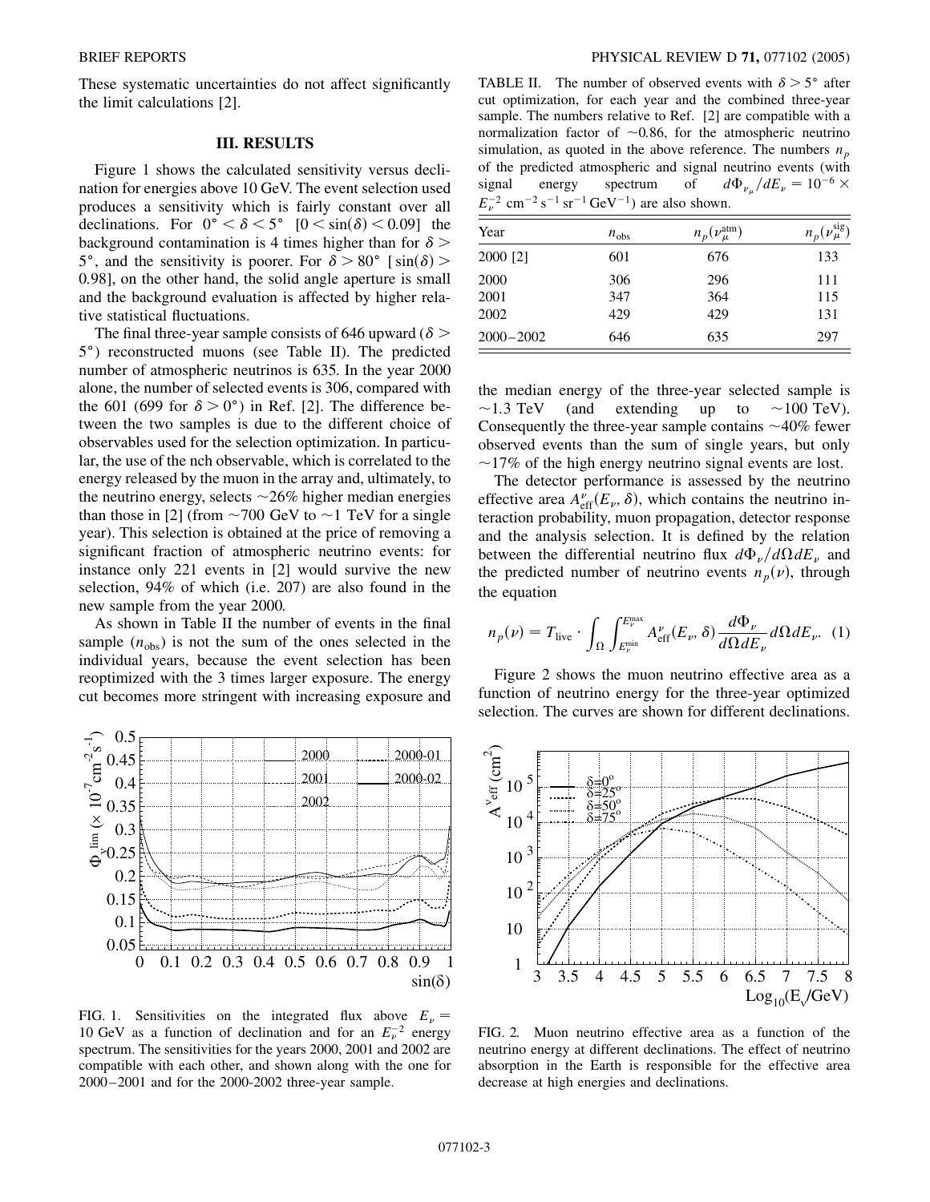These systematic uncertainties do not affect significantly the limit calculations [2].

### III. RESULTS

Figure 1 shows the calculated sensitivity versus declination for energies above 10 GeV. The event selection used produces a sensitivity which is fairly constant over all declinations. For $0° < \delta < 5°$ $[0 < \sin(\delta) < 0.09]$ the background contamination is 4 times higher than for $\delta > 5°$, and the sensitivity is poorer. For $\delta > 80°$ $[\sin(\delta) > 0.98]$, on the other hand, the solid angle aperture is small and the background evaluation is affected by higher relative statistical fluctuations.

The final three-year sample consists of 646 upward ($\delta > 5°$) reconstructed muons (see Table II). The predicted number of atmospheric neutrinos is 635. In the year 2000 alone, the number of selected events is 306, compared with the 601 (699 for $\delta > 0°$) in Ref. [2]. The difference between the two samples is due to the different choice of observables used for the selection optimization. In particular, the use of the nch observable, which is correlated to the energy released by the muon in the array and, ultimately, to the neutrino energy, selects ~26% higher median energies than those in [2] (from ~700 GeV to ~1 TeV for a single year). This selection is obtained at the price of removing a significant fraction of atmospheric neutrino events: for instance only 221 events in [2] would survive the new selection, 94% of which (i.e. 207) are also found in the new sample from the year 2000.

As shown in Table II the number of events in the final sample ($n_{obs}$) is not the sum of the ones selected in the individual years, because the event selection has been reoptimized with the 3 times larger exposure. The energy cut becomes more stringent with increasing exposure and the median energy of the three-year selected sample is ~1.3 TeV (and extending up to ~100 TeV). Consequently the three-year sample contains ~40% fewer observed events than the sum of single years, but only ~17% of the high energy neutrino signal events are lost.

FIG. 1. Sensitivities on the integrated flux above $E_\nu = 10$ GeV as a function of declination and for an $E_\nu^{-2}$ energy spectrum. The sensitivities for the years 2000, 2001 and 2002 are compatible with each other, and shown along with the one for 2000–2001 and for the 2000-2002 three-year sample.

TABLE II. The number of observed events with $\delta > 5°$ after cut optimization, for each year and the combined three-year sample. The numbers relative to Ref. [2] are compatible with a normalization factor of ~0.86, for the atmospheric neutrino simulation, as quoted in the above reference. The numbers $n_p$ of the predicted atmospheric and signal neutrino events (with signal energy spectrum of $d\Phi_{\nu_\mu}/dE_\nu = 10^{-6} \times E_\nu^{-2}$ cm$^{-2}$ s$^{-1}$ sr$^{-1}$ GeV$^{-1}$) are also shown.

| Year | $n_{obs}$ | $n_p(\nu_\mu^{atm})$ | $n_p(\nu_\mu^{sig})$ |
|---|---|---|---|
| 2000 [2] | 601 | 676 | 133 |
| 2000 | 306 | 296 | 111 |
| 2001 | 347 | 364 | 115 |
| 2002 | 429 | 429 | 131 |
| 2000–2002 | 646 | 635 | 297 |

The detector performance is assessed by the neutrino effective area $A_{eff}^{\nu}(E_\nu, \delta)$, which contains the neutrino interaction probability, muon propagation, detector response and the analysis selection. It is defined by the relation between the differential neutrino flux $d\Phi_\nu/d\Omega dE_\nu$ and the predicted number of neutrino events $n_p(\nu)$, through the equation

$$n_p(\nu) = T_{live} \cdot \int_\Omega \int_{E_\nu^{min}}^{E_\nu^{max}} A_{eff}^{\nu}(E_\nu, \delta) \frac{d\Phi_\nu}{d\Omega dE_\nu} d\Omega dE_\nu. \quad (1)$$

Figure 2 shows the muon neutrino effective area as a function of neutrino energy for the three-year optimized selection. The curves are shown for different declinations.

FIG. 2. Muon neutrino effective area as a function of the neutrino energy at different declinations. The effect of neutrino absorption in the Earth is responsible for the effective area decrease at high energies and declinations.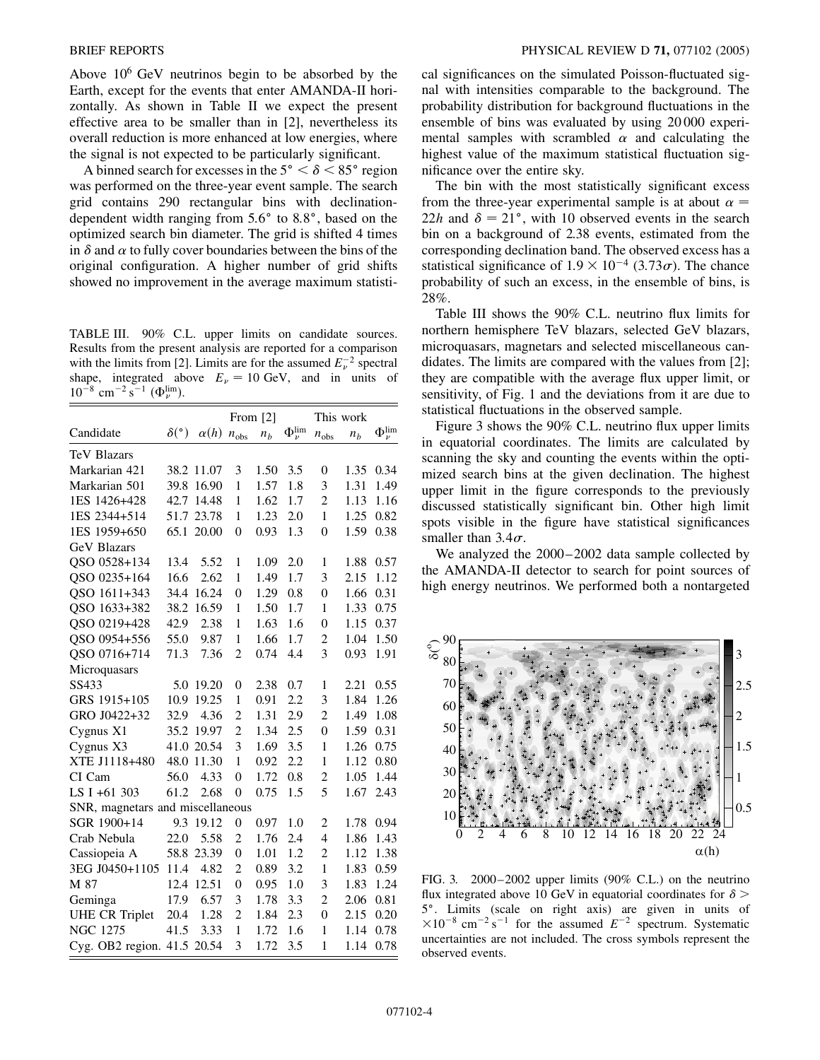Above $10^6$ GeV neutrinos begin to be absorbed by the Earth, except for the events that enter AMANDA-II horizontally. As shown in Table II we expect the present effective area to be smaller than in [2], nevertheless its overall reduction is more enhanced at low energies, where the signal is not expected to be particularly significant.

A binned search for excesses in the $5° < \delta < 85°$ region was performed on the three-year event sample. The search grid contains 290 rectangular bins with declination-dependent width ranging from 5.6° to 8.8°, based on the optimized search bin diameter. The grid is shifted 4 times in $\delta$ and $\alpha$ to fully cover boundaries between the bins of the original configuration. A higher number of grid shifts showed no improvement in the average maximum statistical significances on the simulated Poisson-fluctuated signal with intensities comparable to the background. The probability distribution for background fluctuations in the ensemble of bins was evaluated by using 20 000 experimental samples with scrambled $\alpha$ and calculating the highest value of the maximum statistical fluctuation significance over the entire sky.

The bin with the most statistically significant excess from the three-year experimental sample is at about $\alpha = 22h$ and $\delta = 21°$, with 10 observed events in the search bin on a background of 2.38 events, estimated from the corresponding declination band. The observed excess has a statistical significance of $1.9 \times 10^{-4}$ ($3.73\sigma$). The chance probability of such an excess, in the ensemble of bins, is 28%.

Table III shows the 90% C.L. neutrino flux limits for northern hemisphere TeV blazars, selected GeV blazars, microquasars, magnetars and selected miscellaneous candidates. The limits are compared with the values from [2]; they are compatible with the average flux upper limit, or sensitivity, of Fig. 1 and the deviations from it are due to statistical fluctuations in the observed sample.

Figure 3 shows the 90% C.L. neutrino flux upper limits in equatorial coordinates. The limits are calculated by scanning the sky and counting the events within the optimized search bins at the given declination. The highest upper limit in the figure corresponds to the previously discussed statistically significant bin. Other high limit spots visible in the figure have statistical significances smaller than $3.4\sigma$.

We analyzed the 2000–2002 data sample collected by the AMANDA-II detector to search for point sources of high energy neutrinos. We performed both a nontargeted

TABLE III. 90% C.L. upper limits on candidate sources. Results from the present analysis are reported for a comparison with the limits from [2]. Limits are for the assumed $E_\nu^{-2}$ spectral shape, integrated above $E_\nu = 10$ GeV, and in units of $10^{-8}$ cm$^{-2}$ s$^{-1}$ ($\Phi_\nu^{\rm lim}$).

| Candidate | $\delta(°)$ | $\alpha(h)$ | From [2] $n_{\rm obs}$ | $n_b$ | $\Phi_\nu^{\rm lim}$ | This work $n_{\rm obs}$ | $n_b$ | $\Phi_\nu^{\rm lim}$ |
|---|---|---|---|---|---|---|---|---|
| TeV Blazars | | | | | | | | |
| Markarian 421 | 38.2 | 11.07 | 3 | 1.50 | 3.5 | 0 | 1.35 | 0.34 |
| Markarian 501 | 39.8 | 16.90 | 1 | 1.57 | 1.8 | 3 | 1.31 | 1.49 |
| 1ES 1426+428 | 42.7 | 14.48 | 1 | 1.62 | 1.7 | 2 | 1.13 | 1.16 |
| 1ES 2344+514 | 51.7 | 23.78 | 1 | 1.23 | 2.0 | 1 | 1.25 | 0.82 |
| 1ES 1959+650 | 65.1 | 20.00 | 0 | 0.93 | 1.3 | 0 | 1.59 | 0.38 |
| GeV Blazars | | | | | | | | |
| QSO 0528+134 | 13.4 | 5.52 | 1 | 1.09 | 2.0 | 1 | 1.88 | 0.57 |
| QSO 0235+164 | 16.6 | 2.62 | 1 | 1.49 | 1.7 | 3 | 2.15 | 1.12 |
| QSO 1611+343 | 34.4 | 16.24 | 0 | 1.29 | 0.8 | 0 | 1.66 | 0.31 |
| QSO 1633+382 | 38.2 | 16.59 | 1 | 1.50 | 1.7 | 1 | 1.33 | 0.75 |
| QSO 0219+428 | 42.9 | 2.38 | 1 | 1.63 | 1.6 | 0 | 1.15 | 0.37 |
| QSO 0954+556 | 55.0 | 9.87 | 1 | 1.66 | 1.7 | 2 | 1.04 | 1.50 |
| QSO 0716+714 | 71.3 | 7.36 | 2 | 0.74 | 4.4 | 3 | 0.93 | 1.91 |
| Microquasars | | | | | | | | |
| SS433 | 5.0 | 19.20 | 0 | 2.38 | 0.7 | 1 | 2.21 | 0.55 |
| GRS 1915+105 | 10.9 | 19.25 | 1 | 0.91 | 2.2 | 3 | 1.84 | 1.26 |
| GRO J0422+32 | 32.9 | 4.36 | 2 | 1.31 | 2.9 | 2 | 1.49 | 1.08 |
| Cygnus X1 | 35.2 | 19.97 | 2 | 1.34 | 2.5 | 0 | 1.59 | 0.31 |
| Cygnus X3 | 41.0 | 20.54 | 3 | 1.69 | 3.5 | 1 | 1.26 | 0.75 |
| XTE J1118+480 | 48.0 | 11.30 | 1 | 0.92 | 2.2 | 1 | 1.12 | 0.80 |
| CI Cam | 56.0 | 4.33 | 0 | 1.72 | 0.8 | 2 | 1.05 | 1.44 |
| LS I +61 303 | 61.2 | 2.68 | 0 | 0.75 | 1.5 | 5 | 1.67 | 2.43 |
| SNR, magnetars and miscellaneous | | | | | | | | |
| SGR 1900+14 | 9.3 | 19.12 | 0 | 0.97 | 1.0 | 2 | 1.78 | 0.94 |
| Crab Nebula | 22.0 | 5.58 | 2 | 1.76 | 2.4 | 4 | 1.86 | 1.43 |
| Cassiopeia A | 58.8 | 23.39 | 0 | 1.01 | 1.2 | 2 | 1.12 | 1.38 |
| 3EG J0450+1105 | 11.4 | 4.82 | 2 | 0.89 | 3.2 | 1 | 1.83 | 0.59 |
| M 87 | 12.4 | 12.51 | 0 | 0.95 | 1.0 | 3 | 1.83 | 1.24 |
| Geminga | 17.9 | 6.57 | 3 | 1.78 | 3.3 | 2 | 2.06 | 0.81 |
| UHE CR Triplet | 20.4 | 1.28 | 2 | 1.84 | 2.3 | 0 | 2.15 | 0.20 |
| NGC 1275 | 41.5 | 3.33 | 1 | 1.72 | 1.6 | 1 | 1.14 | 0.78 |
| Cyg. OB2 region. | 41.5 | 20.54 | 3 | 1.72 | 3.5 | 1 | 1.14 | 0.78 |

FIG. 3. 2000–2002 upper limits (90% C.L.) on the neutrino flux integrated above 10 GeV in equatorial coordinates for $\delta > 5°$. Limits (scale on right axis) are given in units of $\times 10^{-8}$ cm$^{-2}$ s$^{-1}$ for the assumed $E^{-2}$ spectrum. Systematic uncertainties are not included. The cross symbols represent the observed events.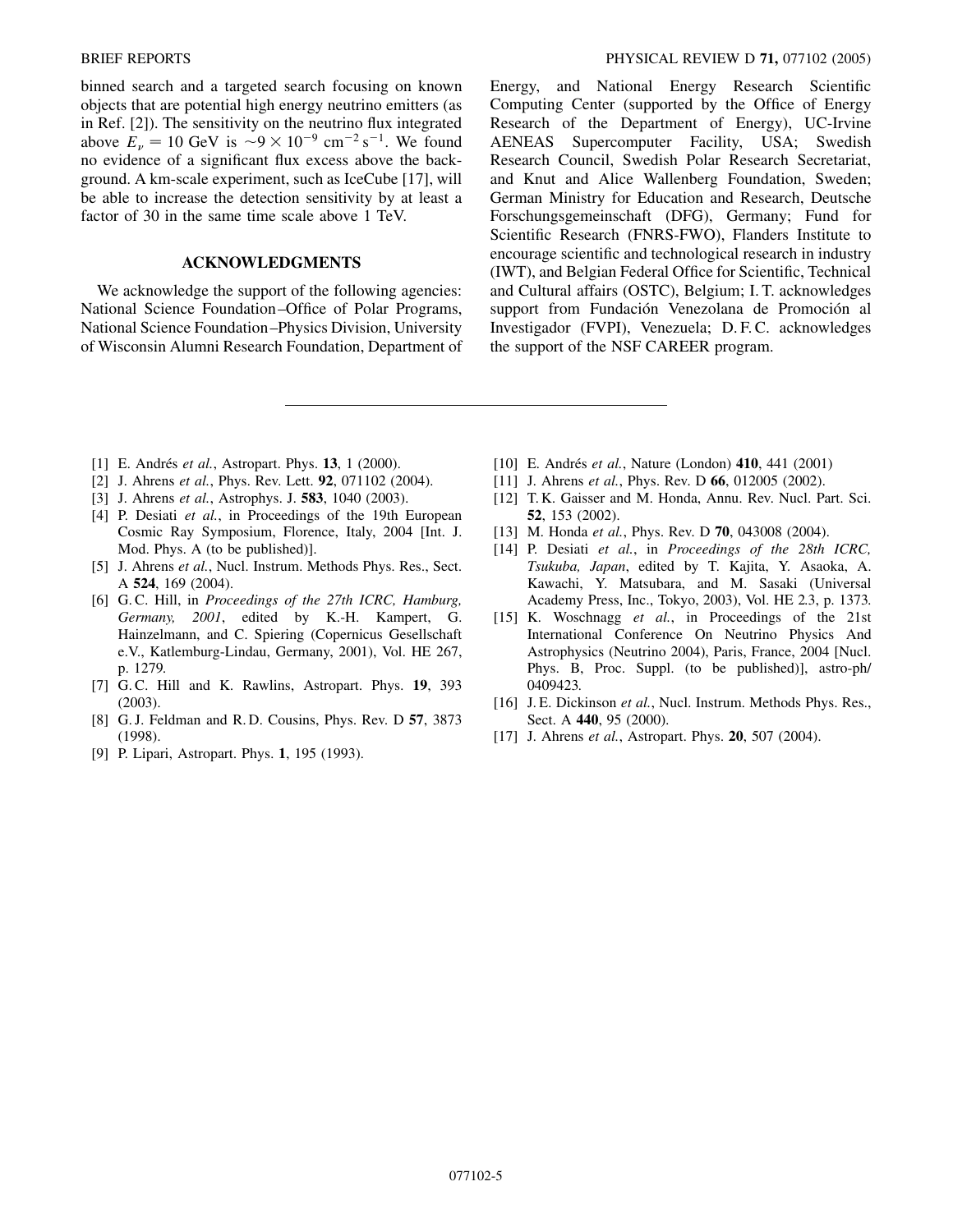binned search and a targeted search focusing on known objects that are potential high energy neutrino emitters (as in Ref. [2]). The sensitivity on the neutrino flux integrated above $E_\nu = 10$ GeV is $\sim 9 \times 10^{-9}$ cm$^{-2}$ s$^{-1}$. We found no evidence of a significant flux excess above the background. A km-scale experiment, such as IceCube [17], will be able to increase the detection sensitivity by at least a factor of 30 in the same time scale above 1 TeV.

## ACKNOWLEDGMENTS

We acknowledge the support of the following agencies: National Science Foundation–Office of Polar Programs, National Science Foundation–Physics Division, University of Wisconsin Alumni Research Foundation, Department of Energy, and National Energy Research Scientific Computing Center (supported by the Office of Energy Research of the Department of Energy), UC-Irvine AENEAS Supercomputer Facility, USA; Swedish Research Council, Swedish Polar Research Secretariat, and Knut and Alice Wallenberg Foundation, Sweden; German Ministry for Education and Research, Deutsche Forschungsgemeinschaft (DFG), Germany; Fund for Scientific Research (FNRS-FWO), Flanders Institute to encourage scientific and technological research in industry (IWT), and Belgian Federal Office for Scientific, Technical and Cultural affairs (OSTC), Belgium; I. T. acknowledges support from Fundación Venezolana de Promoción al Investigador (FVPI), Venezuela; D. F. C. acknowledges the support of the NSF CAREER program.

---

[1] E. Andrés *et al.*, Astropart. Phys. **13**, 1 (2000).

[2] J. Ahrens *et al.*, Phys. Rev. Lett. **92**, 071102 (2004).

[3] J. Ahrens *et al.*, Astrophys. J. **583**, 1040 (2003).

[4] P. Desiati *et al.*, in Proceedings of the 19th European Cosmic Ray Symposium, Florence, Italy, 2004 [Int. J. Mod. Phys. A (to be published)].

[5] J. Ahrens *et al.*, Nucl. Instrum. Methods Phys. Res., Sect. A **524**, 169 (2004).

[6] G. C. Hill, in *Proceedings of the 27th ICRC, Hamburg, Germany, 2001*, edited by K.-H. Kampert, G. Hainzelmann, and C. Spiering (Copernicus Gesellschaft e.V., Katlemburg-Lindau, Germany, 2001), Vol. HE 267, p. 1279.

[7] G. C. Hill and K. Rawlins, Astropart. Phys. **19**, 393 (2003).

[8] G. J. Feldman and R. D. Cousins, Phys. Rev. D **57**, 3873 (1998).

[9] P. Lipari, Astropart. Phys. **1**, 195 (1993).

[10] E. Andrés *et al.*, Nature (London) **410**, 441 (2001)

[11] J. Ahrens *et al.*, Phys. Rev. D **66**, 012005 (2002).

[12] T. K. Gaisser and M. Honda, Annu. Rev. Nucl. Part. Sci. **52**, 153 (2002).

[13] M. Honda *et al.*, Phys. Rev. D **70**, 043008 (2004).

[14] P. Desiati *et al.*, in *Proceedings of the 28th ICRC, Tsukuba, Japan*, edited by T. Kajita, Y. Asaoka, A. Kawachi, Y. Matsubara, and M. Sasaki (Universal Academy Press, Inc., Tokyo, 2003), Vol. HE 2.3, p. 1373.

[15] K. Woschnagg *et al.*, in Proceedings of the 21st International Conference On Neutrino Physics And Astrophysics (Neutrino 2004), Paris, France, 2004 [Nucl. Phys. B, Proc. Suppl. (to be published)], astro-ph/0409423.

[16] J. E. Dickinson *et al.*, Nucl. Instrum. Methods Phys. Res., Sect. A **440**, 95 (2000).

[17] J. Ahrens *et al.*, Astropart. Phys. **20**, 507 (2004).